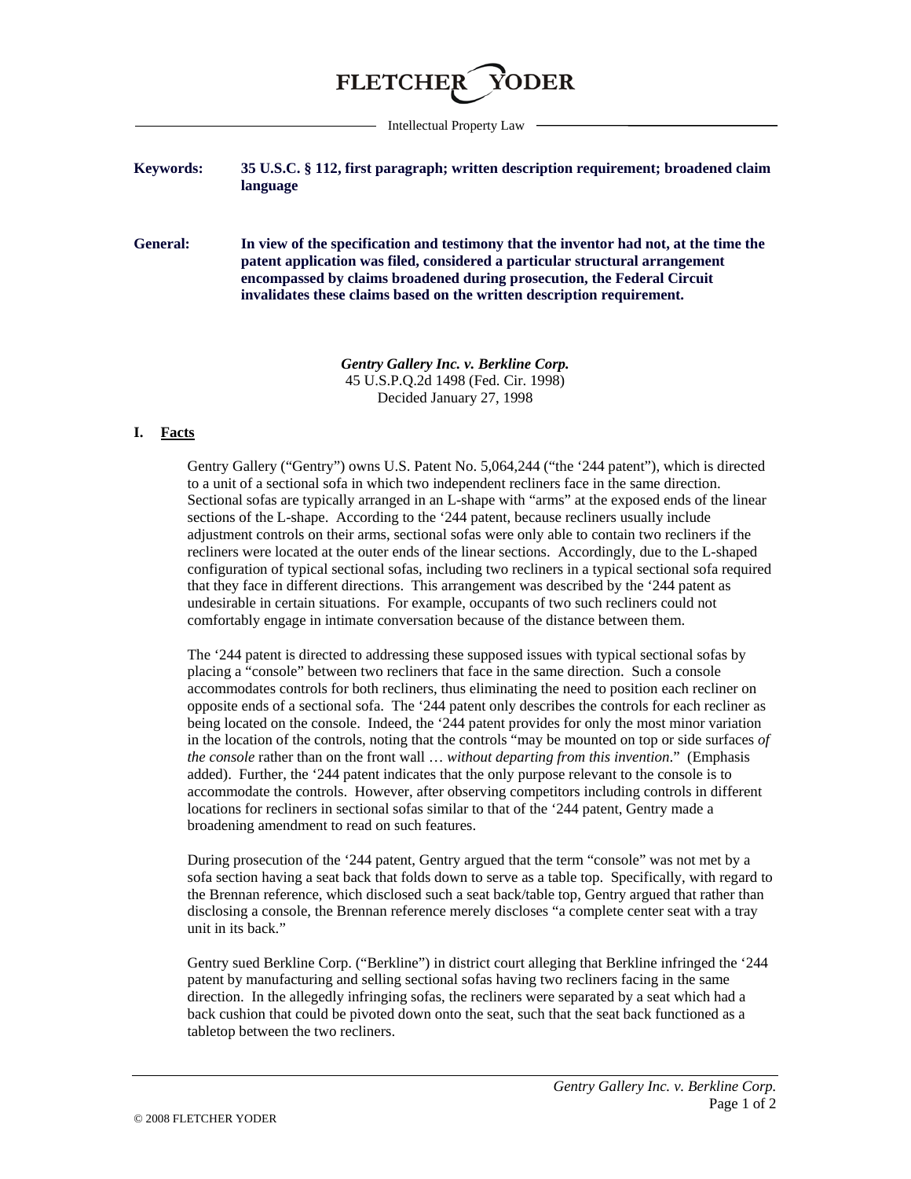FLETCHER YODER

Intellectual Property Law

**Keywords:** **35 U.S.C. § 112, first paragraph; written description requirement; broadened claim language**

**General:** **In view of the specification and testimony that the inventor had not, at the time the patent application was filed, considered a particular structural arrangement encompassed by claims broadened during prosecution, the Federal Circuit invalidates these claims based on the written description requirement.**

***Gentry Gallery Inc. v. Berkline Corp.***
45 U.S.P.Q.2d 1498 (Fed. Cir. 1998)
Decided January 27, 1998

## I. Facts

Gentry Gallery ("Gentry") owns U.S. Patent No. 5,064,244 ("the '244 patent"), which is directed to a unit of a sectional sofa in which two independent recliners face in the same direction. Sectional sofas are typically arranged in an L-shape with "arms" at the exposed ends of the linear sections of the L-shape. According to the '244 patent, because recliners usually include adjustment controls on their arms, sectional sofas were only able to contain two recliners if the recliners were located at the outer ends of the linear sections. Accordingly, due to the L-shaped configuration of typical sectional sofas, including two recliners in a typical sectional sofa required that they face in different directions. This arrangement was described by the '244 patent as undesirable in certain situations. For example, occupants of two such recliners could not comfortably engage in intimate conversation because of the distance between them.

The '244 patent is directed to addressing these supposed issues with typical sectional sofas by placing a "console" between two recliners that face in the same direction. Such a console accommodates controls for both recliners, thus eliminating the need to position each recliner on opposite ends of a sectional sofa. The '244 patent only describes the controls for each recliner as being located on the console. Indeed, the '244 patent provides for only the most minor variation in the location of the controls, noting that the controls "may be mounted on top or side surfaces *of the console* rather than on the front wall … *without departing from this invention*." (Emphasis added). Further, the '244 patent indicates that the only purpose relevant to the console is to accommodate the controls. However, after observing competitors including controls in different locations for recliners in sectional sofas similar to that of the '244 patent, Gentry made a broadening amendment to read on such features.

During prosecution of the '244 patent, Gentry argued that the term "console" was not met by a sofa section having a seat back that folds down to serve as a table top. Specifically, with regard to the Brennan reference, which disclosed such a seat back/table top, Gentry argued that rather than disclosing a console, the Brennan reference merely discloses "a complete center seat with a tray unit in its back."

Gentry sued Berkline Corp. ("Berkline") in district court alleging that Berkline infringed the '244 patent by manufacturing and selling sectional sofas having two recliners facing in the same direction. In the allegedly infringing sofas, the recliners were separated by a seat which had a back cushion that could be pivoted down onto the seat, such that the seat back functioned as a tabletop between the two recliners.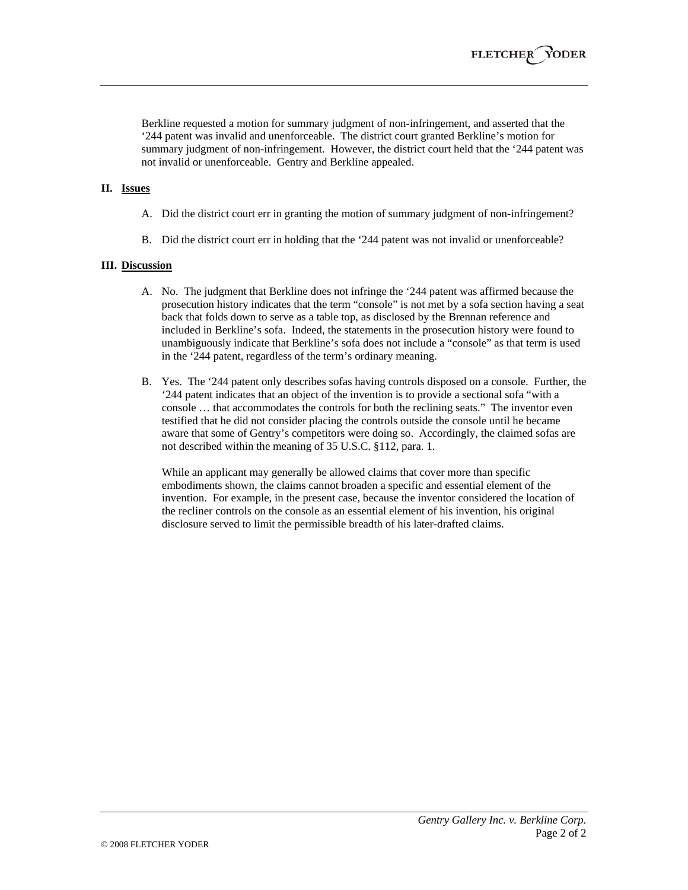Berkline requested a motion for summary judgment of non-infringement, and asserted that the '244 patent was invalid and unenforceable. The district court granted Berkline's motion for summary judgment of non-infringement. However, the district court held that the '244 patent was not invalid or unenforceable. Gentry and Berkline appealed.

## II. Issues

A. Did the district court err in granting the motion of summary judgment of non-infringement?

B. Did the district court err in holding that the '244 patent was not invalid or unenforceable?

## III. Discussion

A. No. The judgment that Berkline does not infringe the '244 patent was affirmed because the prosecution history indicates that the term "console" is not met by a sofa section having a seat back that folds down to serve as a table top, as disclosed by the Brennan reference and included in Berkline's sofa. Indeed, the statements in the prosecution history were found to unambiguously indicate that Berkline's sofa does not include a "console" as that term is used in the '244 patent, regardless of the term's ordinary meaning.

B. Yes. The '244 patent only describes sofas having controls disposed on a console. Further, the '244 patent indicates that an object of the invention is to provide a sectional sofa "with a console … that accommodates the controls for both the reclining seats." The inventor even testified that he did not consider placing the controls outside the console until he became aware that some of Gentry's competitors were doing so. Accordingly, the claimed sofas are not described within the meaning of 35 U.S.C. §112, para. 1.

   While an applicant may generally be allowed claims that cover more than specific embodiments shown, the claims cannot broaden a specific and essential element of the invention. For example, in the present case, because the inventor considered the location of the recliner controls on the console as an essential element of his invention, his original disclosure served to limit the permissible breadth of his later-drafted claims.